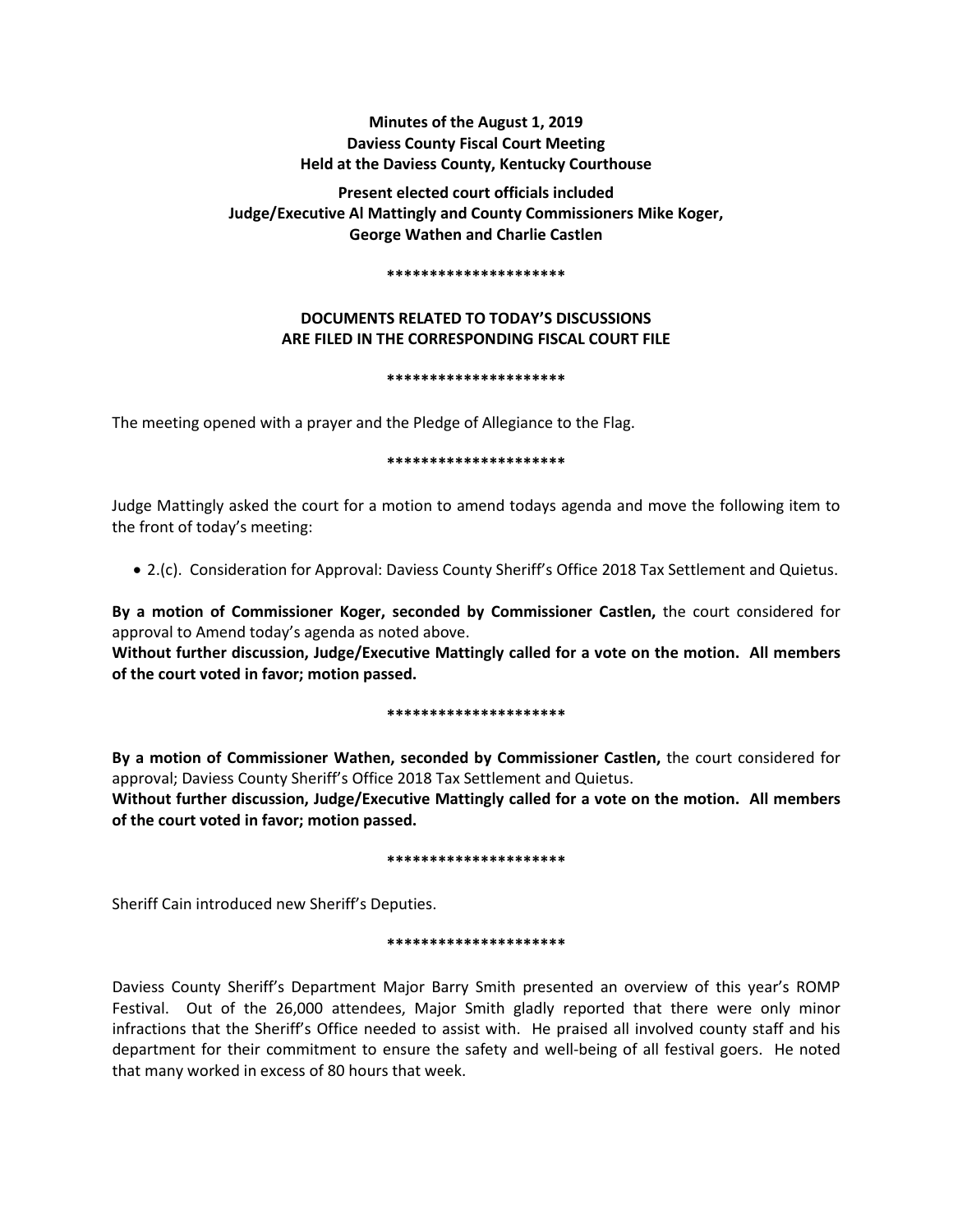**Minutes of the August 1, 2019**
**Daviess County Fiscal Court Meeting**
**Held at the Daviess County, Kentucky Courthouse**

**Present elected court officials included**
**Judge/Executive Al Mattingly and County Commissioners Mike Koger, George Wathen and Charlie Castlen**

*********************

**DOCUMENTS RELATED TO TODAY'S DISCUSSIONS ARE FILED IN THE CORRESPONDING FISCAL COURT FILE**

*********************

The meeting opened with a prayer and the Pledge of Allegiance to the Flag.

*********************

Judge Mattingly asked the court for a motion to amend todays agenda and move the following item to the front of today's meeting:

- 2.(c). Consideration for Approval: Daviess County Sheriff's Office 2018 Tax Settlement and Quietus.

**By a motion of Commissioner Koger, seconded by Commissioner Castlen,** the court considered for approval to Amend today's agenda as noted above.
**Without further discussion, Judge/Executive Mattingly called for a vote on the motion. All members of the court voted in favor; motion passed.**

*********************

**By a motion of Commissioner Wathen, seconded by Commissioner Castlen,** the court considered for approval; Daviess County Sheriff's Office 2018 Tax Settlement and Quietus.
**Without further discussion, Judge/Executive Mattingly called for a vote on the motion. All members of the court voted in favor; motion passed.**

*********************

Sheriff Cain introduced new Sheriff's Deputies.

*********************

Daviess County Sheriff's Department Major Barry Smith presented an overview of this year's ROMP Festival. Out of the 26,000 attendees, Major Smith gladly reported that there were only minor infractions that the Sheriff's Office needed to assist with. He praised all involved county staff and his department for their commitment to ensure the safety and well-being of all festival goers. He noted that many worked in excess of 80 hours that week.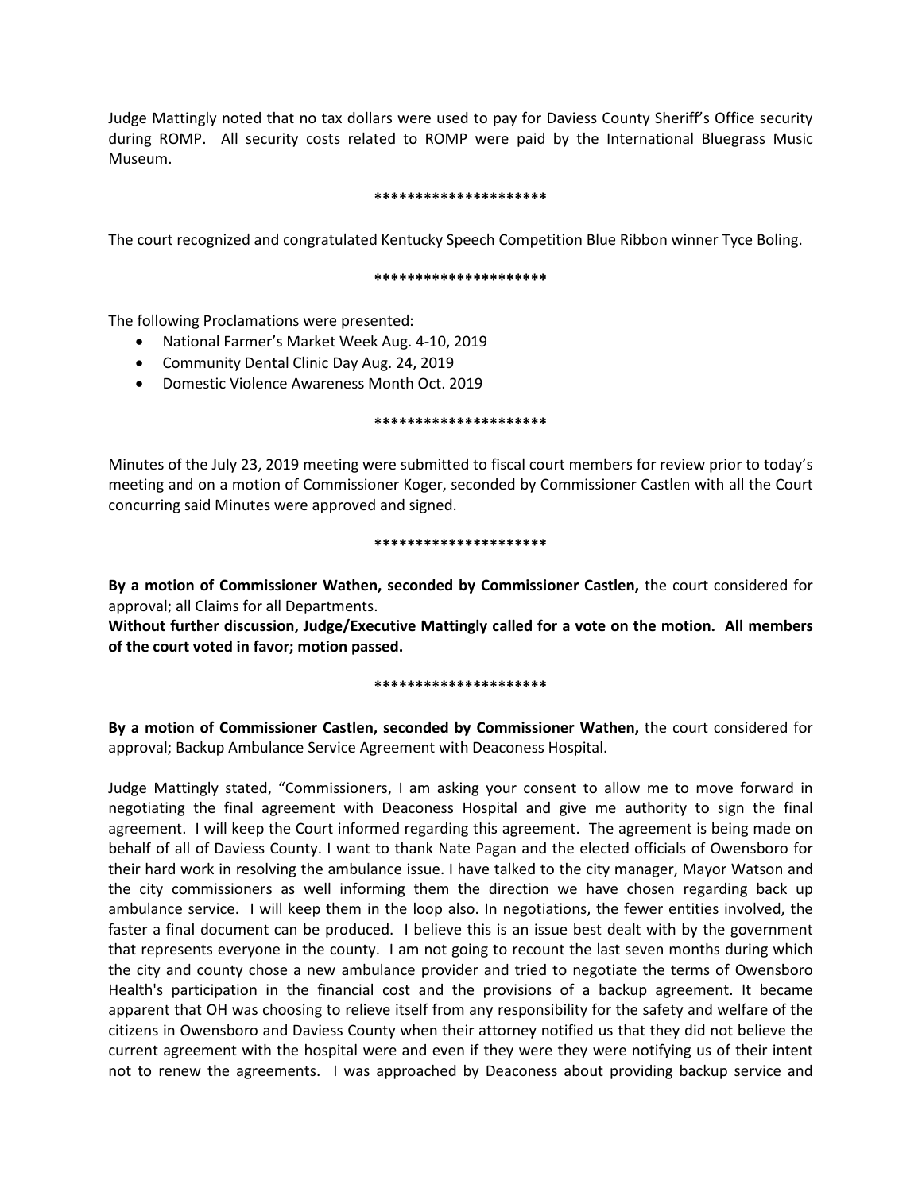Judge Mattingly noted that no tax dollars were used to pay for Daviess County Sheriff's Office security during ROMP. All security costs related to ROMP were paid by the International Bluegrass Music Museum.

*********************

The court recognized and congratulated Kentucky Speech Competition Blue Ribbon winner Tyce Boling.

*********************

The following Proclamations were presented:

- National Farmer's Market Week Aug. 4-10, 2019
- Community Dental Clinic Day Aug. 24, 2019
- Domestic Violence Awareness Month Oct. 2019

*********************

Minutes of the July 23, 2019 meeting were submitted to fiscal court members for review prior to today's meeting and on a motion of Commissioner Koger, seconded by Commissioner Castlen with all the Court concurring said Minutes were approved and signed.

*********************

**By a motion of Commissioner Wathen, seconded by Commissioner Castlen,** the court considered for approval; all Claims for all Departments.

**Without further discussion, Judge/Executive Mattingly called for a vote on the motion. All members of the court voted in favor; motion passed.**

*********************

**By a motion of Commissioner Castlen, seconded by Commissioner Wathen,** the court considered for approval; Backup Ambulance Service Agreement with Deaconess Hospital.

Judge Mattingly stated, "Commissioners, I am asking your consent to allow me to move forward in negotiating the final agreement with Deaconess Hospital and give me authority to sign the final agreement. I will keep the Court informed regarding this agreement. The agreement is being made on behalf of all of Daviess County. I want to thank Nate Pagan and the elected officials of Owensboro for their hard work in resolving the ambulance issue. I have talked to the city manager, Mayor Watson and the city commissioners as well informing them the direction we have chosen regarding back up ambulance service. I will keep them in the loop also. In negotiations, the fewer entities involved, the faster a final document can be produced. I believe this is an issue best dealt with by the government that represents everyone in the county. I am not going to recount the last seven months during which the city and county chose a new ambulance provider and tried to negotiate the terms of Owensboro Health's participation in the financial cost and the provisions of a backup agreement. It became apparent that OH was choosing to relieve itself from any responsibility for the safety and welfare of the citizens in Owensboro and Daviess County when their attorney notified us that they did not believe the current agreement with the hospital were and even if they were they were notifying us of their intent not to renew the agreements. I was approached by Deaconess about providing backup service and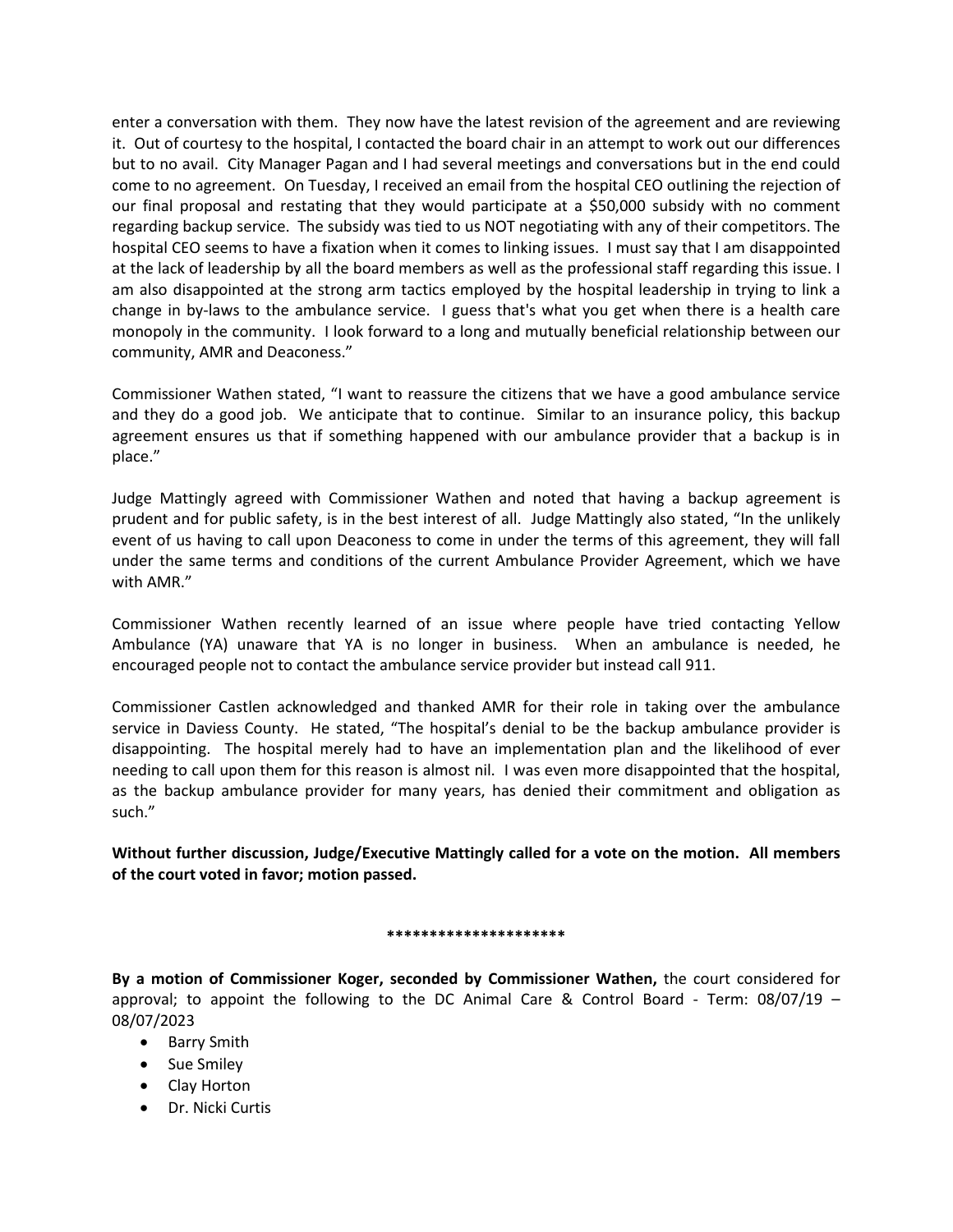enter a conversation with them. They now have the latest revision of the agreement and are reviewing it. Out of courtesy to the hospital, I contacted the board chair in an attempt to work out our differences but to no avail. City Manager Pagan and I had several meetings and conversations but in the end could come to no agreement. On Tuesday, I received an email from the hospital CEO outlining the rejection of our final proposal and restating that they would participate at a $50,000 subsidy with no comment regarding backup service. The subsidy was tied to us NOT negotiating with any of their competitors. The hospital CEO seems to have a fixation when it comes to linking issues. I must say that I am disappointed at the lack of leadership by all the board members as well as the professional staff regarding this issue. I am also disappointed at the strong arm tactics employed by the hospital leadership in trying to link a change in by-laws to the ambulance service. I guess that's what you get when there is a health care monopoly in the community. I look forward to a long and mutually beneficial relationship between our community, AMR and Deaconess."

Commissioner Wathen stated, "I want to reassure the citizens that we have a good ambulance service and they do a good job. We anticipate that to continue. Similar to an insurance policy, this backup agreement ensures us that if something happened with our ambulance provider that a backup is in place."

Judge Mattingly agreed with Commissioner Wathen and noted that having a backup agreement is prudent and for public safety, is in the best interest of all. Judge Mattingly also stated, "In the unlikely event of us having to call upon Deaconess to come in under the terms of this agreement, they will fall under the same terms and conditions of the current Ambulance Provider Agreement, which we have with AMR."

Commissioner Wathen recently learned of an issue where people have tried contacting Yellow Ambulance (YA) unaware that YA is no longer in business. When an ambulance is needed, he encouraged people not to contact the ambulance service provider but instead call 911.

Commissioner Castlen acknowledged and thanked AMR for their role in taking over the ambulance service in Daviess County. He stated, "The hospital's denial to be the backup ambulance provider is disappointing. The hospital merely had to have an implementation plan and the likelihood of ever needing to call upon them for this reason is almost nil. I was even more disappointed that the hospital, as the backup ambulance provider for many years, has denied their commitment and obligation as such."

**Without further discussion, Judge/Executive Mattingly called for a vote on the motion. All members of the court voted in favor; motion passed.**

**********************

**By a motion of Commissioner Koger, seconded by Commissioner Wathen,** the court considered for approval; to appoint the following to the DC Animal Care & Control Board - Term: 08/07/19 – 08/07/2023

- Barry Smith
- Sue Smiley
- Clay Horton
- Dr. Nicki Curtis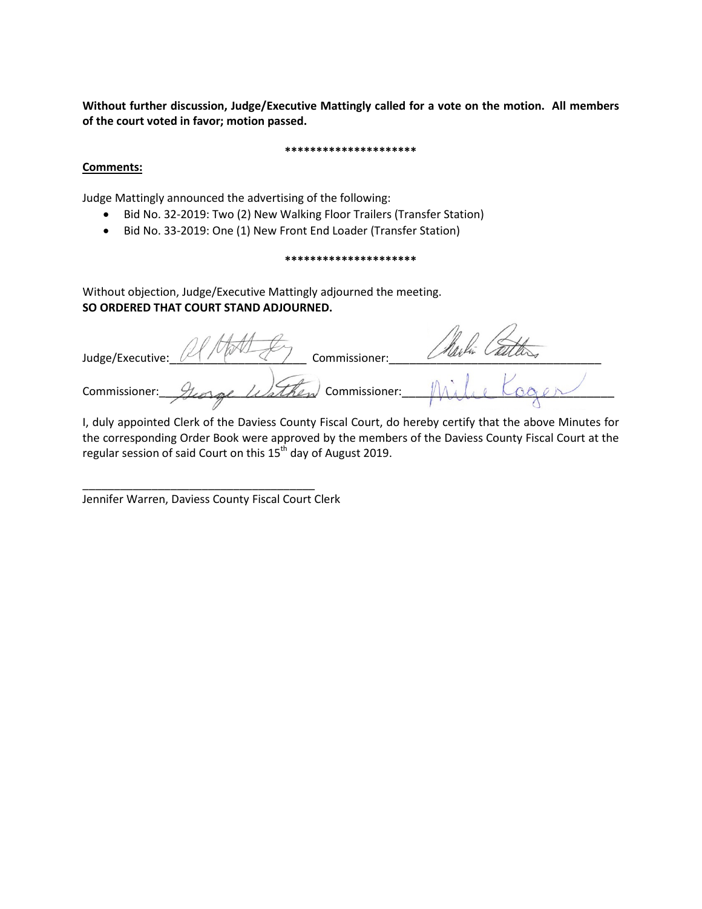**Without further discussion, Judge/Executive Mattingly called for a vote on the motion. All members of the court voted in favor; motion passed.**

*********************

**Comments:**

Judge Mattingly announced the advertising of the following:

- Bid No. 32-2019: Two (2) New Walking Floor Trailers (Transfer Station)
- Bid No. 33-2019: One (1) New Front End Loader (Transfer Station)

*********************

Without objection, Judge/Executive Mattingly adjourned the meeting.
**SO ORDERED THAT COURT STAND ADJOURNED.**

Judge/Executive:\_\_\_\_\_\_\_\_\_\_\_\_\_\_\_\_\_\_\_\_ Commissioner:\_\_\_\_\_\_\_\_\_\_\_\_\_\_\_\_\_\_\_\_

Commissioner:\_\_\_\_\_\_\_\_\_\_\_\_\_\_\_\_\_\_\_\_ Commissioner:\_\_\_\_\_\_\_\_\_\_\_\_\_\_\_\_\_\_\_\_

I, duly appointed Clerk of the Daviess County Fiscal Court, do hereby certify that the above Minutes for the corresponding Order Book were approved by the members of the Daviess County Fiscal Court at the regular session of said Court on this 15th day of August 2019.

\_\_\_\_\_\_\_\_\_\_\_\_\_\_\_\_\_\_\_\_\_\_\_\_\_\_\_\_\_\_\_\_\_\_\_\_
Jennifer Warren, Daviess County Fiscal Court Clerk